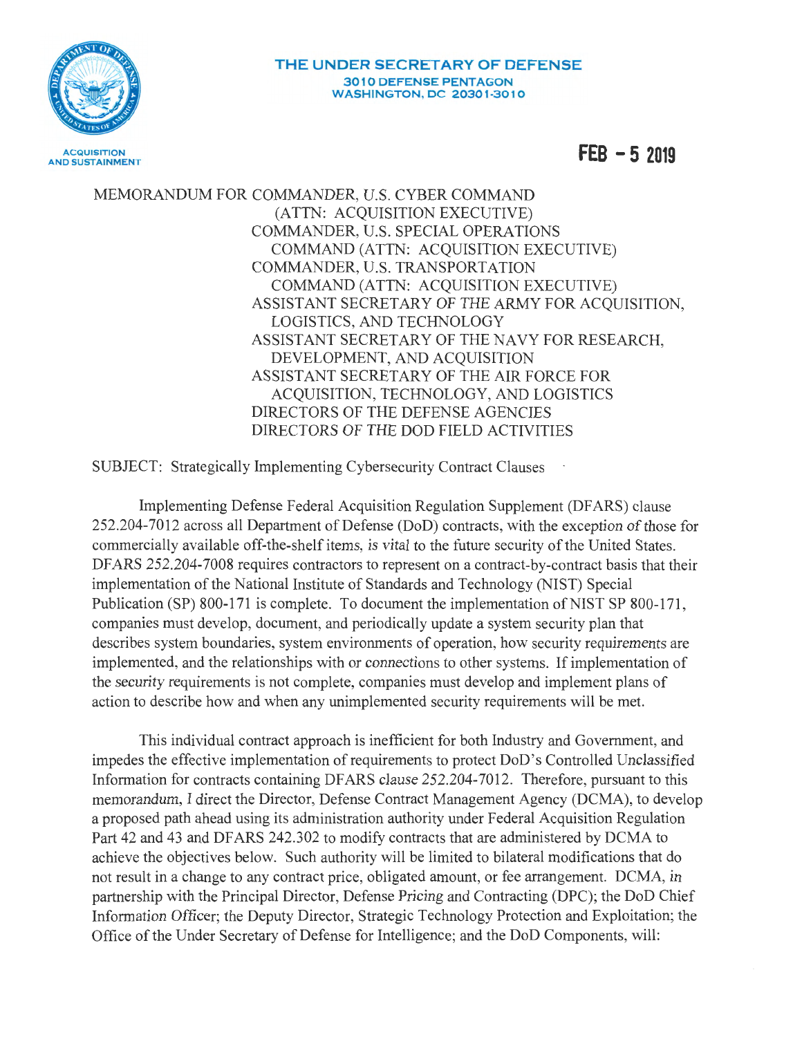**THE UNDER SECRETARY OF DEFENSE**
**3010 DEFENSE PENTAGON**
**WASHINGTON, DC 20301-3010**

ACQUISITION AND SUSTAINMENT

**FEB - 5 2019**

MEMORANDUM FOR COMMANDER, U.S. CYBER COMMAND (ATTN: ACQUISITION EXECUTIVE)
COMMANDER, U.S. SPECIAL OPERATIONS COMMAND (ATTN: ACQUISITION EXECUTIVE)
COMMANDER, U.S. TRANSPORTATION COMMAND (ATTN: ACQUISITION EXECUTIVE)
ASSISTANT SECRETARY OF THE ARMY FOR ACQUISITION, LOGISTICS, AND TECHNOLOGY
ASSISTANT SECRETARY OF THE NAVY FOR RESEARCH, DEVELOPMENT, AND ACQUISITION
ASSISTANT SECRETARY OF THE AIR FORCE FOR ACQUISITION, TECHNOLOGY, AND LOGISTICS
DIRECTORS OF THE DEFENSE AGENCIES
DIRECTORS OF THE DOD FIELD ACTIVITIES

SUBJECT: Strategically Implementing Cybersecurity Contract Clauses

Implementing Defense Federal Acquisition Regulation Supplement (DFARS) clause 252.204-7012 across all Department of Defense (DoD) contracts, with the exception of those for commercially available off-the-shelf items, is vital to the future security of the United States. DFARS 252.204-7008 requires contractors to represent on a contract-by-contract basis that their implementation of the National Institute of Standards and Technology (NIST) Special Publication (SP) 800-171 is complete. To document the implementation of NIST SP 800-171, companies must develop, document, and periodically update a system security plan that describes system boundaries, system environments of operation, how security requirements are implemented, and the relationships with or connections to other systems. If implementation of the security requirements is not complete, companies must develop and implement plans of action to describe how and when any unimplemented security requirements will be met.

This individual contract approach is inefficient for both Industry and Government, and impedes the effective implementation of requirements to protect DoD's Controlled Unclassified Information for contracts containing DFARS clause 252.204-7012. Therefore, pursuant to this memorandum, I direct the Director, Defense Contract Management Agency (DCMA), to develop a proposed path ahead using its administration authority under Federal Acquisition Regulation Part 42 and 43 and DFARS 242.302 to modify contracts that are administered by DCMA to achieve the objectives below. Such authority will be limited to bilateral modifications that do not result in a change to any contract price, obligated amount, or fee arrangement. DCMA, in partnership with the Principal Director, Defense Pricing and Contracting (DPC); the DoD Chief Information Officer; the Deputy Director, Strategic Technology Protection and Exploitation; the Office of the Under Secretary of Defense for Intelligence; and the DoD Components, will: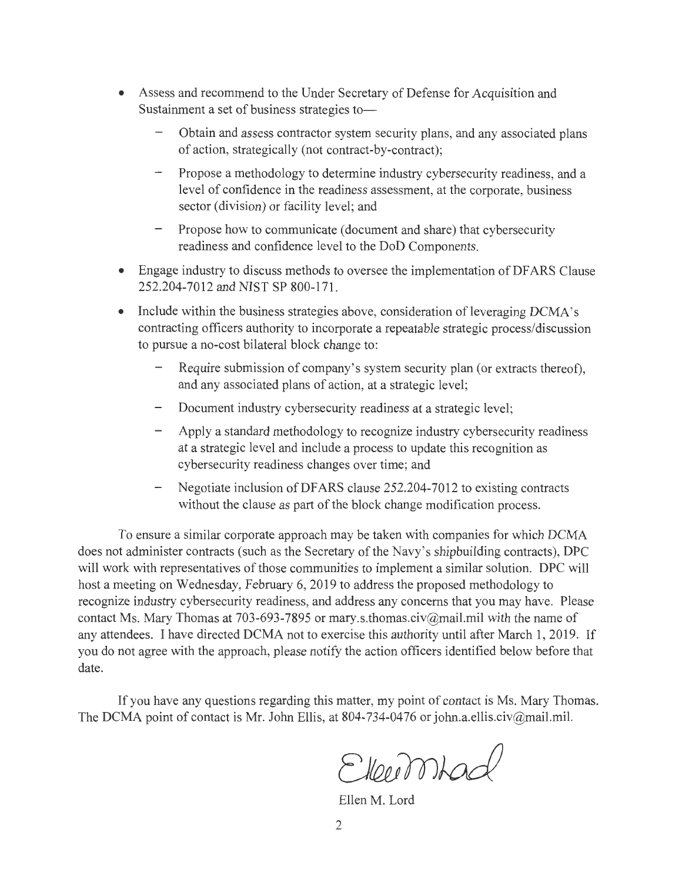- Assess and recommend to the Under Secretary of Defense for Acquisition and Sustainment a set of business strategies to—
  - Obtain and assess contractor system security plans, and any associated plans of action, strategically (not contract-by-contract);
  - Propose a methodology to determine industry cybersecurity readiness, and a level of confidence in the readiness assessment, at the corporate, business sector (division) or facility level; and
  - Propose how to communicate (document and share) that cybersecurity readiness and confidence level to the DoD Components.
- Engage industry to discuss methods to oversee the implementation of DFARS Clause 252.204-7012 and NIST SP 800-171.
- Include within the business strategies above, consideration of leveraging DCMA's contracting officers authority to incorporate a repeatable strategic process/discussion to pursue a no-cost bilateral block change to:
  - Require submission of company's system security plan (or extracts thereof), and any associated plans of action, at a strategic level;
  - Document industry cybersecurity readiness at a strategic level;
  - Apply a standard methodology to recognize industry cybersecurity readiness at a strategic level and include a process to update this recognition as cybersecurity readiness changes over time; and
  - Negotiate inclusion of DFARS clause 252.204-7012 to existing contracts without the clause as part of the block change modification process.

To ensure a similar corporate approach may be taken with companies for which DCMA does not administer contracts (such as the Secretary of the Navy's shipbuilding contracts), DPC will work with representatives of those communities to implement a similar solution. DPC will host a meeting on Wednesday, February 6, 2019 to address the proposed methodology to recognize industry cybersecurity readiness, and address any concerns that you may have. Please contact Ms. Mary Thomas at 703-693-7895 or mary.s.thomas.civ@mail.mil with the name of any attendees. I have directed DCMA not to exercise this authority until after March 1, 2019. If you do not agree with the approach, please notify the action officers identified below before that date.

If you have any questions regarding this matter, my point of contact is Ms. Mary Thomas. The DCMA point of contact is Mr. John Ellis, at 804-734-0476 or john.a.ellis.civ@mail.mil.

Ellen M. Lord